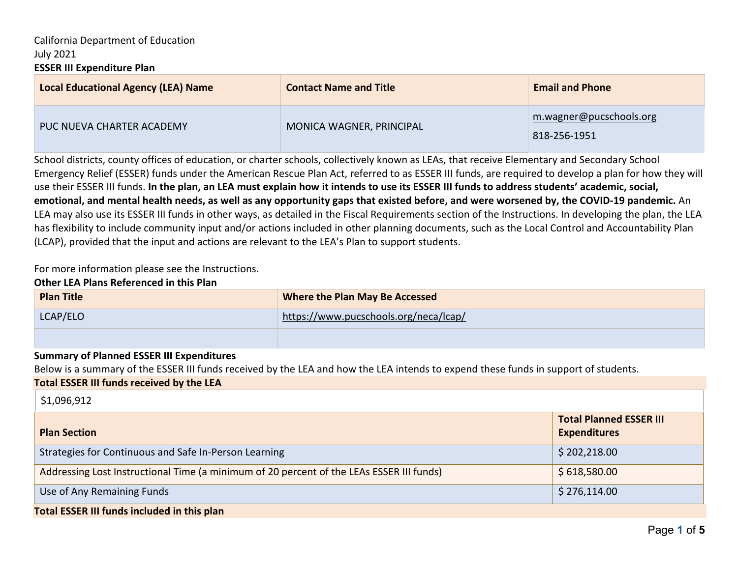California Department of Education
July 2021

**ESSER III Expenditure Plan**

| Local Educational Agency (LEA) Name | Contact Name and Title | Email and Phone |
|---|---|---|
| PUC NUEVA CHARTER ACADEMY | MONICA WAGNER, PRINCIPAL | m.wagner@pucschools.org<br>818-256-1951 |

School districts, county offices of education, or charter schools, collectively known as LEAs, that receive Elementary and Secondary School Emergency Relief (ESSER) funds under the American Rescue Plan Act, referred to as ESSER III funds, are required to develop a plan for how they will use their ESSER III funds. **In the plan, an LEA must explain how it intends to use its ESSER III funds to address students' academic, social, emotional, and mental health needs, as well as any opportunity gaps that existed before, and were worsened by, the COVID-19 pandemic.** An LEA may also use its ESSER III funds in other ways, as detailed in the Fiscal Requirements section of the Instructions. In developing the plan, the LEA has flexibility to include community input and/or actions included in other planning documents, such as the Local Control and Accountability Plan (LCAP), provided that the input and actions are relevant to the LEA's Plan to support students.

For more information please see the Instructions.

**Other LEA Plans Referenced in this Plan**

| Plan Title | Where the Plan May Be Accessed |
|---|---|
| LCAP/ELO | https://www.pucschools.org/neca/lcap/ |
| | |

**Summary of Planned ESSER III Expenditures**

Below is a summary of the ESSER III funds received by the LEA and how the LEA intends to expend these funds in support of students.

**Total ESSER III funds received by the LEA**

$1,096,912

| Plan Section | Total Planned ESSER III Expenditures |
|---|---|
| Strategies for Continuous and Safe In-Person Learning | $ 202,218.00 |
| Addressing Lost Instructional Time (a minimum of 20 percent of the LEAs ESSER III funds) | $ 618,580.00 |
| Use of Any Remaining Funds | $ 276,114.00 |

**Total ESSER III funds included in this plan**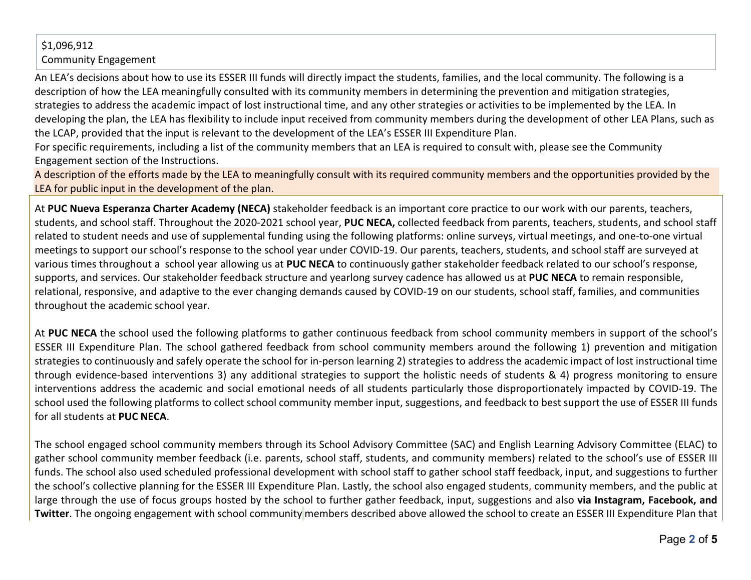$1,096,912

Community Engagement

An LEA's decisions about how to use its ESSER III funds will directly impact the students, families, and the local community. The following is a description of how the LEA meaningfully consulted with its community members in determining the prevention and mitigation strategies, strategies to address the academic impact of lost instructional time, and any other strategies or activities to be implemented by the LEA. In developing the plan, the LEA has flexibility to include input received from community members during the development of other LEA Plans, such as the LCAP, provided that the input is relevant to the development of the LEA's ESSER III Expenditure Plan.

For specific requirements, including a list of the community members that an LEA is required to consult with, please see the Community Engagement section of the Instructions.

A description of the efforts made by the LEA to meaningfully consult with its required community members and the opportunities provided by the LEA for public input in the development of the plan.

At **PUC Nueva Esperanza Charter Academy (NECA)** stakeholder feedback is an important core practice to our work with our parents, teachers, students, and school staff. Throughout the 2020-2021 school year, **PUC NECA,** collected feedback from parents, teachers, students, and school staff related to student needs and use of supplemental funding using the following platforms: online surveys, virtual meetings, and one-to-one virtual meetings to support our school's response to the school year under COVID-19. Our parents, teachers, students, and school staff are surveyed at various times throughout a school year allowing us at **PUC NECA** to continuously gather stakeholder feedback related to our school's response, supports, and services. Our stakeholder feedback structure and yearlong survey cadence has allowed us at **PUC NECA** to remain responsible, relational, responsive, and adaptive to the ever changing demands caused by COVID-19 on our students, school staff, families, and communities throughout the academic school year.

At **PUC NECA** the school used the following platforms to gather continuous feedback from school community members in support of the school's ESSER III Expenditure Plan. The school gathered feedback from school community members around the following 1) prevention and mitigation strategies to continuously and safely operate the school for in-person learning 2) strategies to address the academic impact of lost instructional time through evidence-based interventions 3) any additional strategies to support the holistic needs of students & 4) progress monitoring to ensure interventions address the academic and social emotional needs of all students particularly those disproportionately impacted by COVID-19. The school used the following platforms to collect school community member input, suggestions, and feedback to best support the use of ESSER III funds for all students at **PUC NECA**.

The school engaged school community members through its School Advisory Committee (SAC) and English Learning Advisory Committee (ELAC) to gather school community member feedback (i.e. parents, school staff, students, and community members) related to the school's use of ESSER III funds. The school also used scheduled professional development with school staff to gather school staff feedback, input, and suggestions to further the school's collective planning for the ESSER III Expenditure Plan. Lastly, the school also engaged students, community members, and the public at large through the use of focus groups hosted by the school to further gather feedback, input, suggestions and also **via Instagram, Facebook, and Twitter**. The ongoing engagement with school community members described above allowed the school to create an ESSER III Expenditure Plan that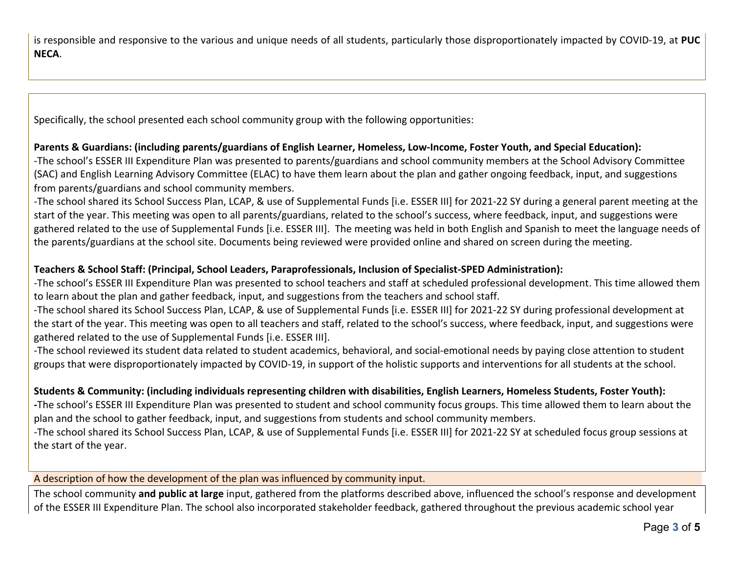is responsible and responsive to the various and unique needs of all students, particularly those disproportionately impacted by COVID-19, at **PUC NECA**.

Specifically, the school presented each school community group with the following opportunities:

**Parents & Guardians: (including parents/guardians of English Learner, Homeless, Low-Income, Foster Youth, and Special Education):**
-The school's ESSER III Expenditure Plan was presented to parents/guardians and school community members at the School Advisory Committee (SAC) and English Learning Advisory Committee (ELAC) to have them learn about the plan and gather ongoing feedback, input, and suggestions from parents/guardians and school community members.
-The school shared its School Success Plan, LCAP, & use of Supplemental Funds [i.e. ESSER III] for 2021-22 SY during a general parent meeting at the start of the year. This meeting was open to all parents/guardians, related to the school's success, where feedback, input, and suggestions were gathered related to the use of Supplemental Funds [i.e. ESSER III]. The meeting was held in both English and Spanish to meet the language needs of the parents/guardians at the school site. Documents being reviewed were provided online and shared on screen during the meeting.

**Teachers & School Staff: (Principal, School Leaders, Paraprofessionals, Inclusion of Specialist-SPED Administration):**
-The school's ESSER III Expenditure Plan was presented to school teachers and staff at scheduled professional development. This time allowed them to learn about the plan and gather feedback, input, and suggestions from the teachers and school staff.
-The school shared its School Success Plan, LCAP, & use of Supplemental Funds [i.e. ESSER III] for 2021-22 SY during professional development at the start of the year. This meeting was open to all teachers and staff, related to the school's success, where feedback, input, and suggestions were gathered related to the use of Supplemental Funds [i.e. ESSER III].
-The school reviewed its student data related to student academics, behavioral, and social-emotional needs by paying close attention to student groups that were disproportionately impacted by COVID-19, in support of the holistic supports and interventions for all students at the school.

**Students & Community: (including individuals representing children with disabilities, English Learners, Homeless Students, Foster Youth):**
-The school's ESSER III Expenditure Plan was presented to student and school community focus groups. This time allowed them to learn about the plan and the school to gather feedback, input, and suggestions from students and school community members.
-The school shared its School Success Plan, LCAP, & use of Supplemental Funds [i.e. ESSER III] for 2021-22 SY at scheduled focus group sessions at the start of the year.

A description of how the development of the plan was influenced by community input.

The school community **and public at large** input, gathered from the platforms described above, influenced the school's response and development of the ESSER III Expenditure Plan. The school also incorporated stakeholder feedback, gathered throughout the previous academic school year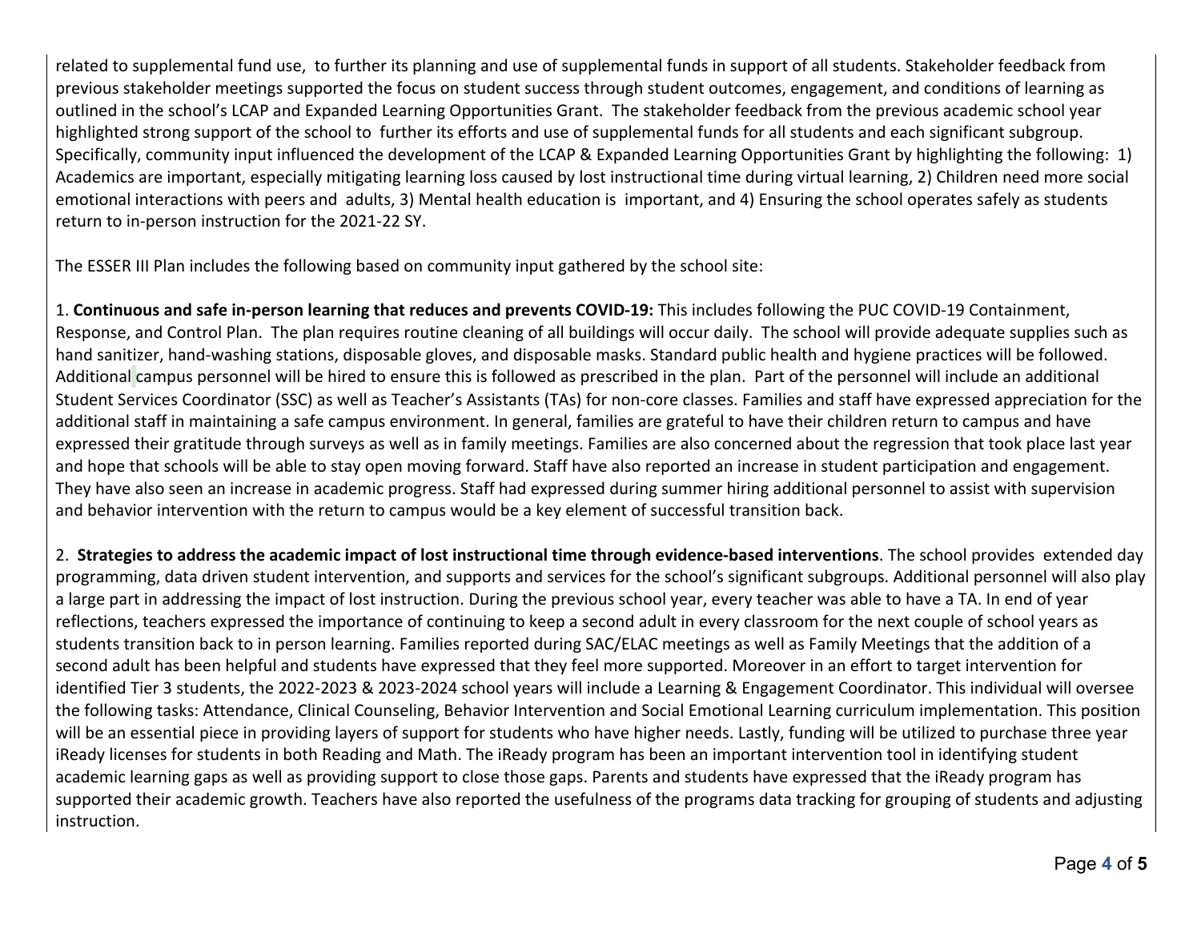related to supplemental fund use, to further its planning and use of supplemental funds in support of all students. Stakeholder feedback from previous stakeholder meetings supported the focus on student success through student outcomes, engagement, and conditions of learning as outlined in the school's LCAP and Expanded Learning Opportunities Grant. The stakeholder feedback from the previous academic school year highlighted strong support of the school to further its efforts and use of supplemental funds for all students and each significant subgroup. Specifically, community input influenced the development of the LCAP & Expanded Learning Opportunities Grant by highlighting the following: 1) Academics are important, especially mitigating learning loss caused by lost instructional time during virtual learning, 2) Children need more social emotional interactions with peers and adults, 3) Mental health education is important, and 4) Ensuring the school operates safely as students return to in-person instruction for the 2021-22 SY.

The ESSER III Plan includes the following based on community input gathered by the school site:

1. **Continuous and safe in-person learning that reduces and prevents COVID-19:** This includes following the PUC COVID-19 Containment, Response, and Control Plan. The plan requires routine cleaning of all buildings will occur daily. The school will provide adequate supplies such as hand sanitizer, hand-washing stations, disposable gloves, and disposable masks. Standard public health and hygiene practices will be followed. Additional campus personnel will be hired to ensure this is followed as prescribed in the plan. Part of the personnel will include an additional Student Services Coordinator (SSC) as well as Teacher's Assistants (TAs) for non-core classes. Families and staff have expressed appreciation for the additional staff in maintaining a safe campus environment. In general, families are grateful to have their children return to campus and have expressed their gratitude through surveys as well as in family meetings. Families are also concerned about the regression that took place last year and hope that schools will be able to stay open moving forward. Staff have also reported an increase in student participation and engagement. They have also seen an increase in academic progress. Staff had expressed during summer hiring additional personnel to assist with supervision and behavior intervention with the return to campus would be a key element of successful transition back.

2. **Strategies to address the academic impact of lost instructional time through evidence-based interventions**. The school provides extended day programming, data driven student intervention, and supports and services for the school's significant subgroups. Additional personnel will also play a large part in addressing the impact of lost instruction. During the previous school year, every teacher was able to have a TA. In end of year reflections, teachers expressed the importance of continuing to keep a second adult in every classroom for the next couple of school years as students transition back to in person learning. Families reported during SAC/ELAC meetings as well as Family Meetings that the addition of a second adult has been helpful and students have expressed that they feel more supported. Moreover in an effort to target intervention for identified Tier 3 students, the 2022-2023 & 2023-2024 school years will include a Learning & Engagement Coordinator. This individual will oversee the following tasks: Attendance, Clinical Counseling, Behavior Intervention and Social Emotional Learning curriculum implementation. This position will be an essential piece in providing layers of support for students who have higher needs. Lastly, funding will be utilized to purchase three year iReady licenses for students in both Reading and Math. The iReady program has been an important intervention tool in identifying student academic learning gaps as well as providing support to close those gaps. Parents and students have expressed that the iReady program has supported their academic growth. Teachers have also reported the usefulness of the programs data tracking for grouping of students and adjusting instruction.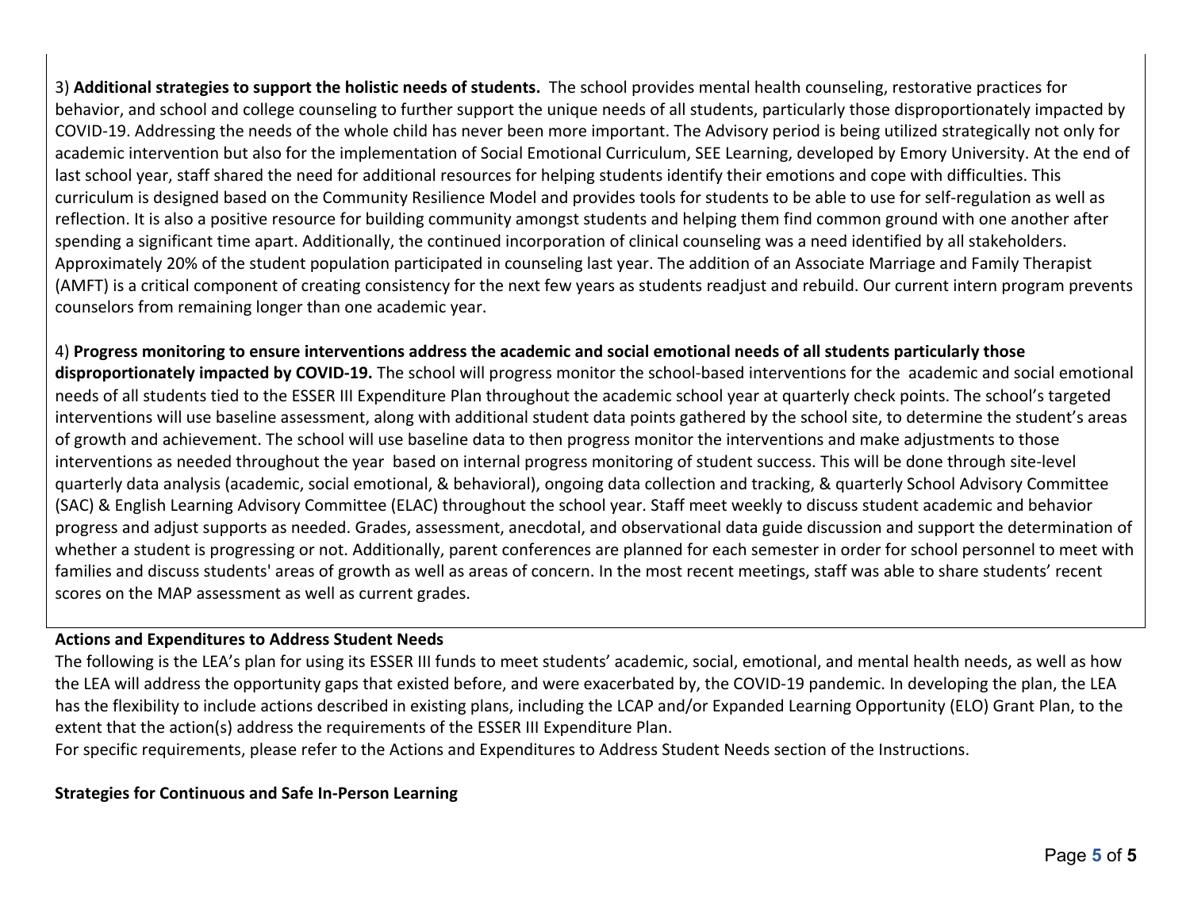3) **Additional strategies to support the holistic needs of students.** The school provides mental health counseling, restorative practices for behavior, and school and college counseling to further support the unique needs of all students, particularly those disproportionately impacted by COVID-19. Addressing the needs of the whole child has never been more important. The Advisory period is being utilized strategically not only for academic intervention but also for the implementation of Social Emotional Curriculum, SEE Learning, developed by Emory University. At the end of last school year, staff shared the need for additional resources for helping students identify their emotions and cope with difficulties. This curriculum is designed based on the Community Resilience Model and provides tools for students to be able to use for self-regulation as well as reflection. It is also a positive resource for building community amongst students and helping them find common ground with one another after spending a significant time apart. Additionally, the continued incorporation of clinical counseling was a need identified by all stakeholders. Approximately 20% of the student population participated in counseling last year. The addition of an Associate Marriage and Family Therapist (AMFT) is a critical component of creating consistency for the next few years as students readjust and rebuild. Our current intern program prevents counselors from remaining longer than one academic year.

4) **Progress monitoring to ensure interventions address the academic and social emotional needs of all students particularly those disproportionately impacted by COVID-19.** The school will progress monitor the school-based interventions for the academic and social emotional needs of all students tied to the ESSER III Expenditure Plan throughout the academic school year at quarterly check points. The school's targeted interventions will use baseline assessment, along with additional student data points gathered by the school site, to determine the student's areas of growth and achievement. The school will use baseline data to then progress monitor the interventions and make adjustments to those interventions as needed throughout the year based on internal progress monitoring of student success. This will be done through site-level quarterly data analysis (academic, social emotional, & behavioral), ongoing data collection and tracking, & quarterly School Advisory Committee (SAC) & English Learning Advisory Committee (ELAC) throughout the school year. Staff meet weekly to discuss student academic and behavior progress and adjust supports as needed. Grades, assessment, anecdotal, and observational data guide discussion and support the determination of whether a student is progressing or not. Additionally, parent conferences are planned for each semester in order for school personnel to meet with families and discuss students' areas of growth as well as areas of concern. In the most recent meetings, staff was able to share students' recent scores on the MAP assessment as well as current grades.

**Actions and Expenditures to Address Student Needs**

The following is the LEA's plan for using its ESSER III funds to meet students' academic, social, emotional, and mental health needs, as well as how the LEA will address the opportunity gaps that existed before, and were exacerbated by, the COVID-19 pandemic. In developing the plan, the LEA has the flexibility to include actions described in existing plans, including the LCAP and/or Expanded Learning Opportunity (ELO) Grant Plan, to the extent that the action(s) address the requirements of the ESSER III Expenditure Plan.

For specific requirements, please refer to the Actions and Expenditures to Address Student Needs section of the Instructions.

**Strategies for Continuous and Safe In-Person Learning**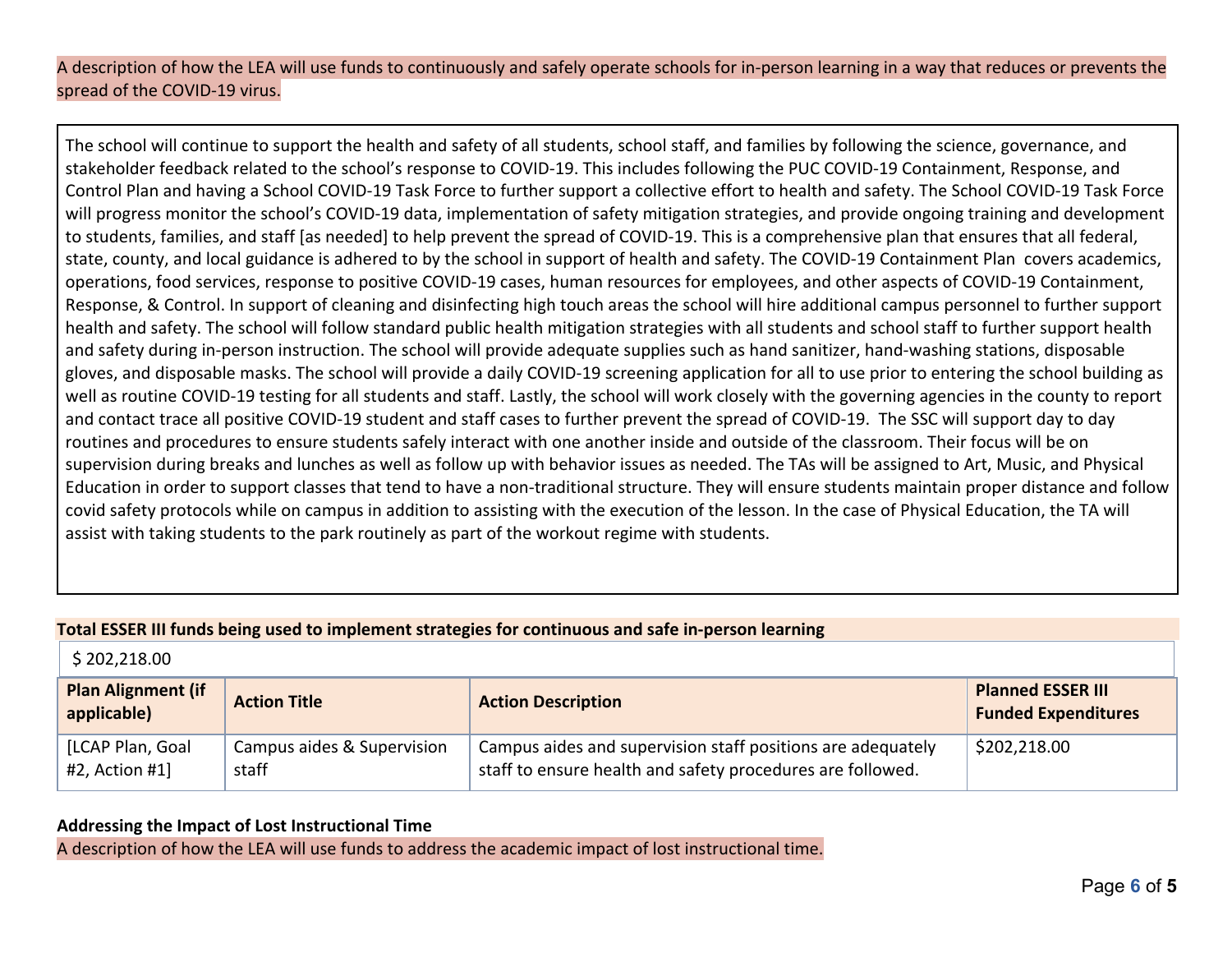A description of how the LEA will use funds to continuously and safely operate schools for in-person learning in a way that reduces or prevents the spread of the COVID-19 virus.

The school will continue to support the health and safety of all students, school staff, and families by following the science, governance, and stakeholder feedback related to the school's response to COVID-19. This includes following the PUC COVID-19 Containment, Response, and Control Plan and having a School COVID-19 Task Force to further support a collective effort to health and safety. The School COVID-19 Task Force will progress monitor the school's COVID-19 data, implementation of safety mitigation strategies, and provide ongoing training and development to students, families, and staff [as needed] to help prevent the spread of COVID-19. This is a comprehensive plan that ensures that all federal, state, county, and local guidance is adhered to by the school in support of health and safety. The COVID-19 Containment Plan covers academics, operations, food services, response to positive COVID-19 cases, human resources for employees, and other aspects of COVID-19 Containment, Response, & Control. In support of cleaning and disinfecting high touch areas the school will hire additional campus personnel to further support health and safety. The school will follow standard public health mitigation strategies with all students and school staff to further support health and safety during in-person instruction. The school will provide adequate supplies such as hand sanitizer, hand-washing stations, disposable gloves, and disposable masks. The school will provide a daily COVID-19 screening application for all to use prior to entering the school building as well as routine COVID-19 testing for all students and staff. Lastly, the school will work closely with the governing agencies in the county to report and contact trace all positive COVID-19 student and staff cases to further prevent the spread of COVID-19. The SSC will support day to day routines and procedures to ensure students safely interact with one another inside and outside of the classroom. Their focus will be on supervision during breaks and lunches as well as follow up with behavior issues as needed. The TAs will be assigned to Art, Music, and Physical Education in order to support classes that tend to have a non-traditional structure. They will ensure students maintain proper distance and follow covid safety protocols while on campus in addition to assisting with the execution of the lesson. In the case of Physical Education, the TA will assist with taking students to the park routinely as part of the workout regime with students.

**Total ESSER III funds being used to implement strategies for continuous and safe in-person learning**

$ 202,218.00

| Plan Alignment (if applicable) | Action Title | Action Description | Planned ESSER III Funded Expenditures |
|---|---|---|---|
| [LCAP Plan, Goal #2, Action #1] | Campus aides & Supervision staff | Campus aides and supervision staff positions are adequately staff to ensure health and safety procedures are followed. | $202,218.00 |

**Addressing the Impact of Lost Instructional Time**

A description of how the LEA will use funds to address the academic impact of lost instructional time.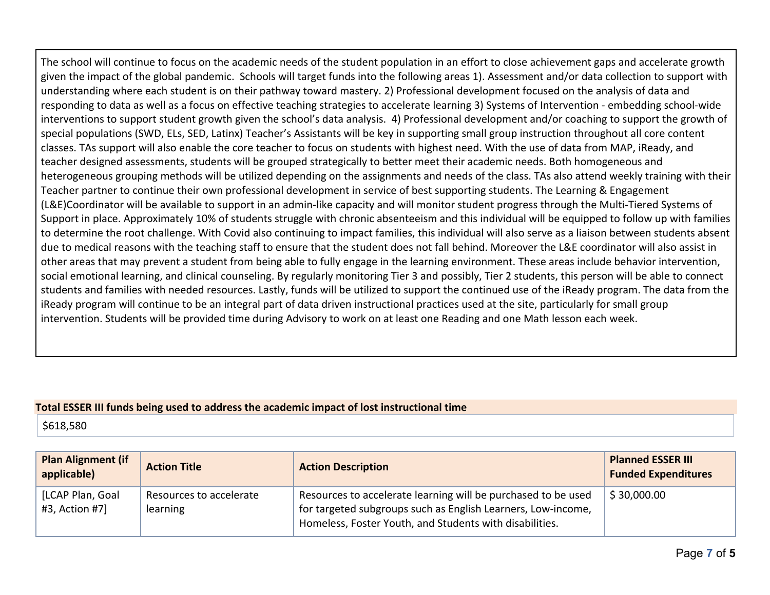The school will continue to focus on the academic needs of the student population in an effort to close achievement gaps and accelerate growth given the impact of the global pandemic. Schools will target funds into the following areas 1). Assessment and/or data collection to support with understanding where each student is on their pathway toward mastery. 2) Professional development focused on the analysis of data and responding to data as well as a focus on effective teaching strategies to accelerate learning 3) Systems of Intervention - embedding school-wide interventions to support student growth given the school's data analysis. 4) Professional development and/or coaching to support the growth of special populations (SWD, ELs, SED, Latinx) Teacher's Assistants will be key in supporting small group instruction throughout all core content classes. TAs support will also enable the core teacher to focus on students with highest need. With the use of data from MAP, iReady, and teacher designed assessments, students will be grouped strategically to better meet their academic needs. Both homogeneous and heterogeneous grouping methods will be utilized depending on the assignments and needs of the class. TAs also attend weekly training with their Teacher partner to continue their own professional development in service of best supporting students. The Learning & Engagement (L&E)Coordinator will be available to support in an admin-like capacity and will monitor student progress through the Multi-Tiered Systems of Support in place. Approximately 10% of students struggle with chronic absenteeism and this individual will be equipped to follow up with families to determine the root challenge. With Covid also continuing to impact families, this individual will also serve as a liaison between students absent due to medical reasons with the teaching staff to ensure that the student does not fall behind. Moreover the L&E coordinator will also assist in other areas that may prevent a student from being able to fully engage in the learning environment. These areas include behavior intervention, social emotional learning, and clinical counseling. By regularly monitoring Tier 3 and possibly, Tier 2 students, this person will be able to connect students and families with needed resources. Lastly, funds will be utilized to support the continued use of the iReady program. The data from the iReady program will continue to be an integral part of data driven instructional practices used at the site, particularly for small group intervention. Students will be provided time during Advisory to work on at least one Reading and one Math lesson each week.

**Total ESSER III funds being used to address the academic impact of lost instructional time**

$618,580

| Plan Alignment (if applicable) | Action Title | Action Description | Planned ESSER III Funded Expenditures |
|---|---|---|---|
| [LCAP Plan, Goal #3, Action #7] | Resources to accelerate learning | Resources to accelerate learning will be purchased to be used for targeted subgroups such as English Learners, Low-income, Homeless, Foster Youth, and Students with disabilities. | $ 30,000.00 |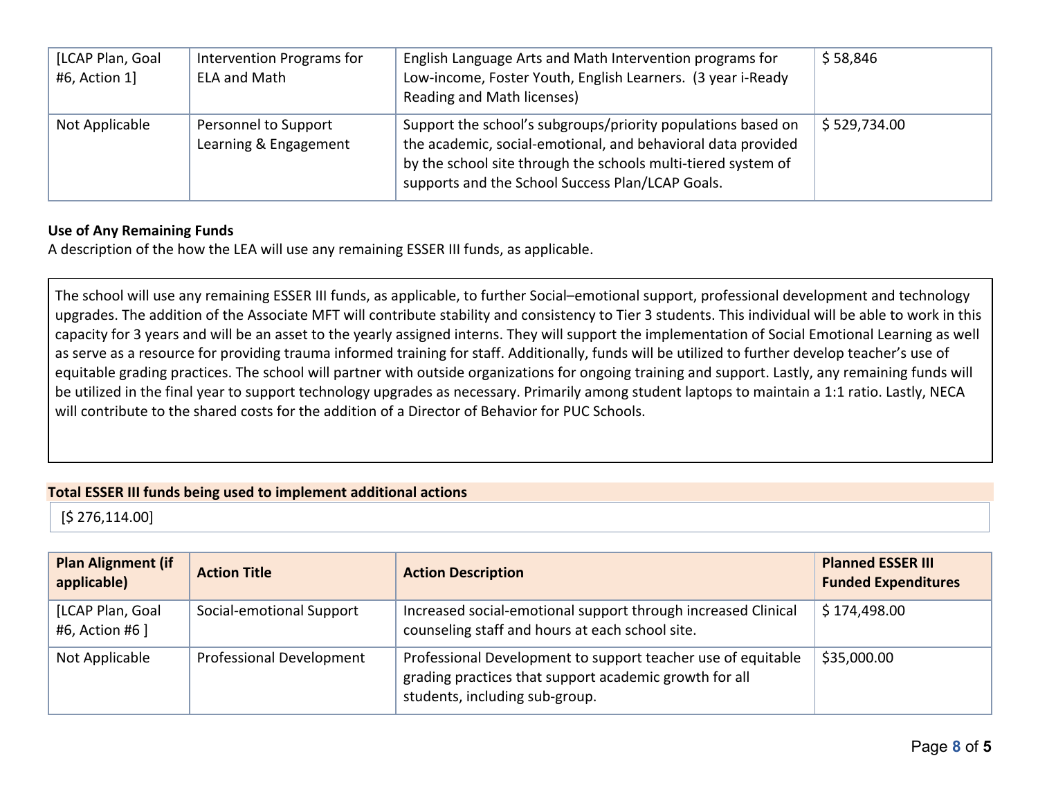| [LCAP Plan, Goal #6, Action 1] | Intervention Programs for ELA and Math | English Language Arts and Math Intervention programs for Low-income, Foster Youth, English Learners. (3 year i-Ready Reading and Math licenses) | $ 58,846 |
|---|---|---|---|
| Not Applicable | Personnel to Support Learning & Engagement | Support the school's subgroups/priority populations based on the academic, social-emotional, and behavioral data provided by the school site through the schools multi-tiered system of supports and the School Success Plan/LCAP Goals. | $ 529,734.00 |

**Use of Any Remaining Funds**

A description of the how the LEA will use any remaining ESSER III funds, as applicable.

The school will use any remaining ESSER III funds, as applicable, to further Social–emotional support, professional development and technology upgrades. The addition of the Associate MFT will contribute stability and consistency to Tier 3 students. This individual will be able to work in this capacity for 3 years and will be an asset to the yearly assigned interns. They will support the implementation of Social Emotional Learning as well as serve as a resource for providing trauma informed training for staff. Additionally, funds will be utilized to further develop teacher's use of equitable grading practices. The school will partner with outside organizations for ongoing training and support. Lastly, any remaining funds will be utilized in the final year to support technology upgrades as necessary. Primarily among student laptops to maintain a 1:1 ratio. Lastly, NECA will contribute to the shared costs for the addition of a Director of Behavior for PUC Schools.

**Total ESSER III funds being used to implement additional actions**

[$ 276,114.00]

| Plan Alignment (if applicable) | Action Title | Action Description | Planned ESSER III Funded Expenditures |
|---|---|---|---|
| [LCAP Plan, Goal #6, Action #6 ] | Social-emotional Support | Increased social-emotional support through increased Clinical counseling staff and hours at each school site. | $ 174,498.00 |
| Not Applicable | Professional Development | Professional Development to support teacher use of equitable grading practices that support academic growth for all students, including sub-group. | $35,000.00 |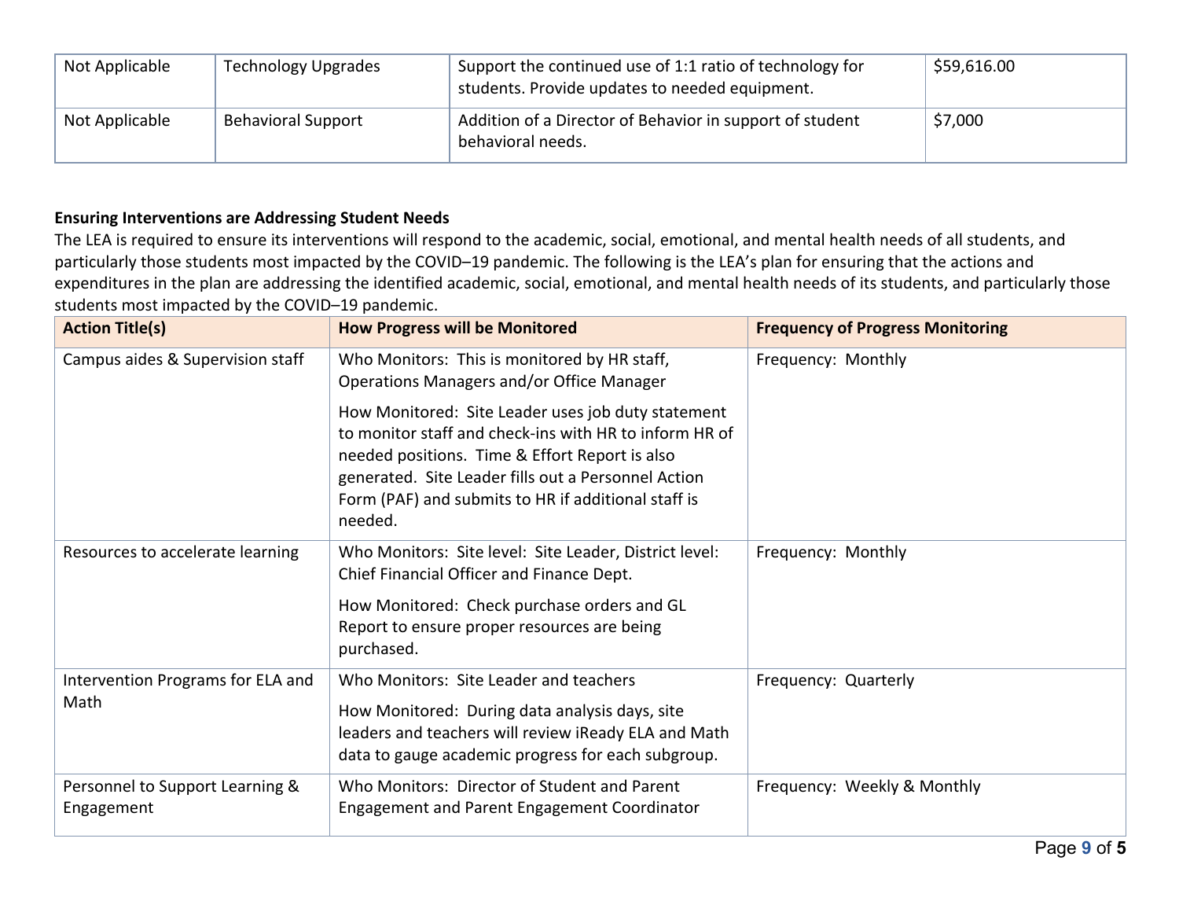| Not Applicable | Technology Upgrades | Support the continued use of 1:1 ratio of technology for students. Provide updates to needed equipment. | $59,616.00 |
|---|---|---|---|
| Not Applicable | Behavioral Support | Addition of a Director of Behavior in support of student behavioral needs. | $7,000 |

**Ensuring Interventions are Addressing Student Needs**

The LEA is required to ensure its interventions will respond to the academic, social, emotional, and mental health needs of all students, and particularly those students most impacted by the COVID–19 pandemic. The following is the LEA's plan for ensuring that the actions and expenditures in the plan are addressing the identified academic, social, emotional, and mental health needs of its students, and particularly those students most impacted by the COVID–19 pandemic.

| Action Title(s) | How Progress will be Monitored | Frequency of Progress Monitoring |
|---|---|---|
| Campus aides & Supervision staff | Who Monitors: This is monitored by HR staff, Operations Managers and/or Office Manager<br><br>How Monitored: Site Leader uses job duty statement to monitor staff and check-ins with HR to inform HR of needed positions. Time & Effort Report is also generated. Site Leader fills out a Personnel Action Form (PAF) and submits to HR if additional staff is needed. | Frequency: Monthly |
| Resources to accelerate learning | Who Monitors: Site level: Site Leader, District level: Chief Financial Officer and Finance Dept.<br><br>How Monitored: Check purchase orders and GL Report to ensure proper resources are being purchased. | Frequency: Monthly |
| Intervention Programs for ELA and Math | Who Monitors: Site Leader and teachers<br><br>How Monitored: During data analysis days, site leaders and teachers will review iReady ELA and Math data to gauge academic progress for each subgroup. | Frequency: Quarterly |
| Personnel to Support Learning & Engagement | Who Monitors: Director of Student and Parent Engagement and Parent Engagement Coordinator | Frequency: Weekly & Monthly |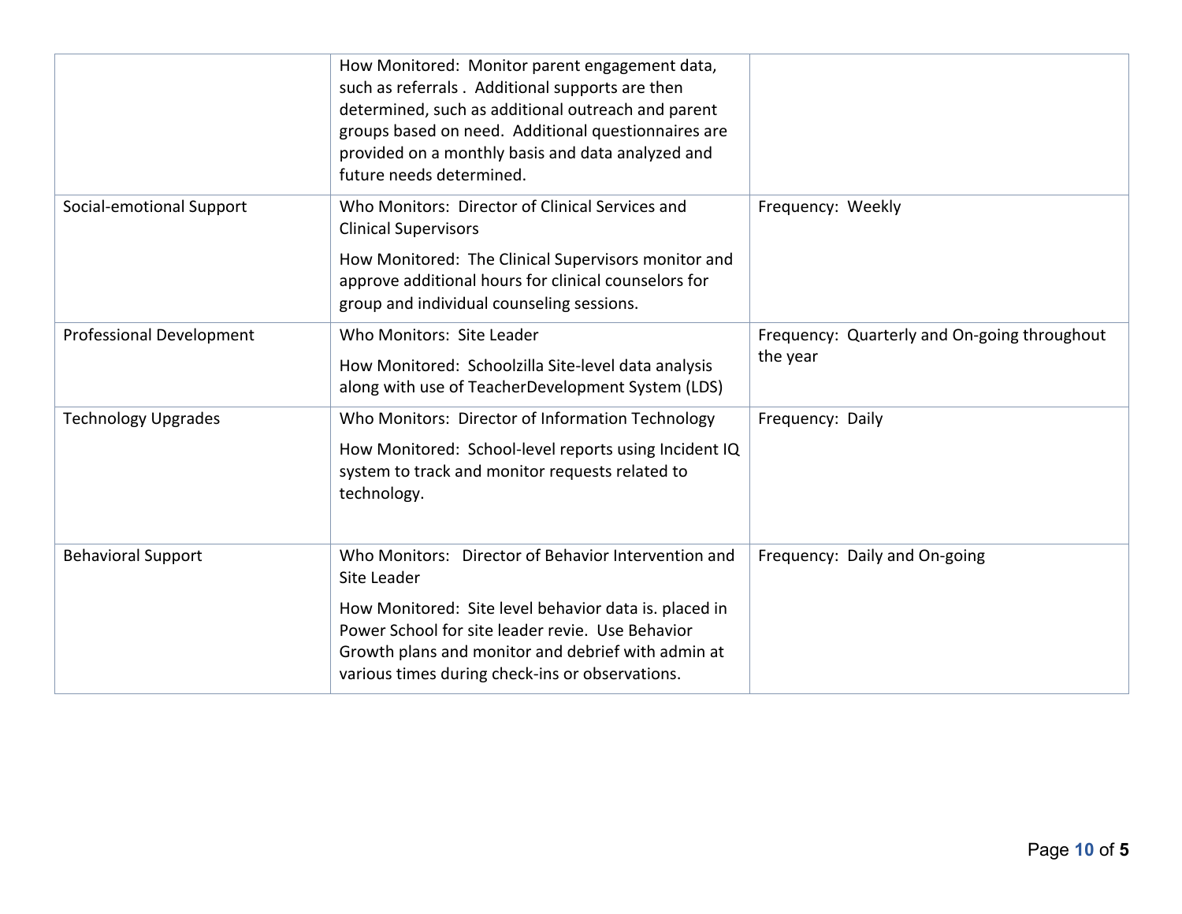| | | |
|---|---|---|
| | How Monitored: Monitor parent engagement data, such as referrals . Additional supports are then determined, such as additional outreach and parent groups based on need. Additional questionnaires are provided on a monthly basis and data analyzed and future needs determined. | |
| Social-emotional Support | Who Monitors: Director of Clinical Services and Clinical Supervisors<br><br>How Monitored: The Clinical Supervisors monitor and approve additional hours for clinical counselors for group and individual counseling sessions. | Frequency: Weekly |
| Professional Development | Who Monitors: Site Leader<br><br>How Monitored: Schoolzilla Site-level data analysis along with use of TeacherDevelopment System (LDS) | Frequency: Quarterly and On-going throughout the year |
| Technology Upgrades | Who Monitors: Director of Information Technology<br><br>How Monitored: School-level reports using Incident IQ system to track and monitor requests related to technology. | Frequency: Daily |
| Behavioral Support | Who Monitors: Director of Behavior Intervention and Site Leader<br><br>How Monitored: Site level behavior data is. placed in Power School for site leader revie. Use Behavior Growth plans and monitor and debrief with admin at various times during check-ins or observations. | Frequency: Daily and On-going |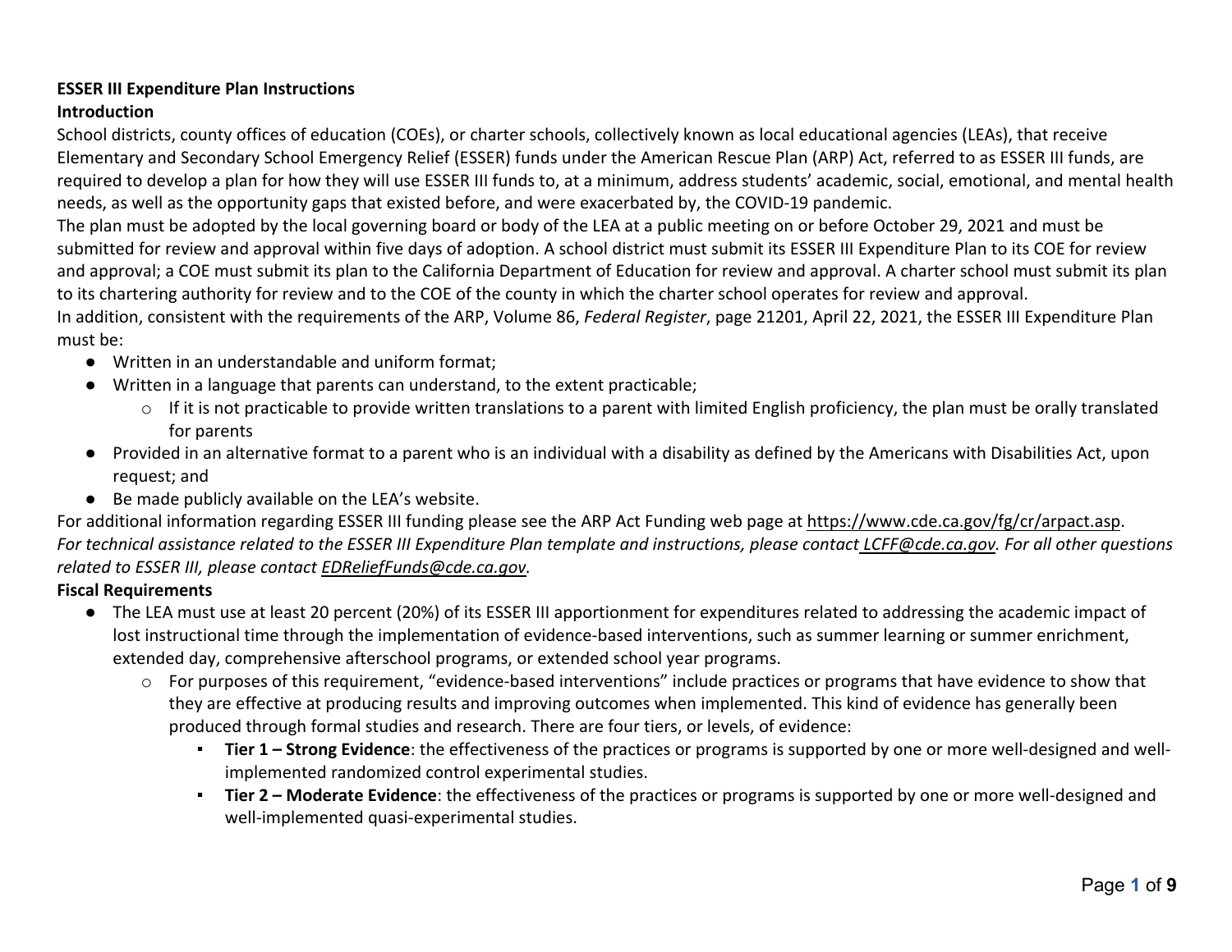**ESSER III Expenditure Plan Instructions**

**Introduction**

School districts, county offices of education (COEs), or charter schools, collectively known as local educational agencies (LEAs), that receive Elementary and Secondary School Emergency Relief (ESSER) funds under the American Rescue Plan (ARP) Act, referred to as ESSER III funds, are required to develop a plan for how they will use ESSER III funds to, at a minimum, address students' academic, social, emotional, and mental health needs, as well as the opportunity gaps that existed before, and were exacerbated by, the COVID-19 pandemic.

The plan must be adopted by the local governing board or body of the LEA at a public meeting on or before October 29, 2021 and must be submitted for review and approval within five days of adoption. A school district must submit its ESSER III Expenditure Plan to its COE for review and approval; a COE must submit its plan to the California Department of Education for review and approval. A charter school must submit its plan to its chartering authority for review and to the COE of the county in which the charter school operates for review and approval.

In addition, consistent with the requirements of the ARP, Volume 86, *Federal Register*, page 21201, April 22, 2021, the ESSER III Expenditure Plan must be:

- Written in an understandable and uniform format;
- Written in a language that parents can understand, to the extent practicable;
  - If it is not practicable to provide written translations to a parent with limited English proficiency, the plan must be orally translated for parents
- Provided in an alternative format to a parent who is an individual with a disability as defined by the Americans with Disabilities Act, upon request; and
- Be made publicly available on the LEA's website.

For additional information regarding ESSER III funding please see the ARP Act Funding web page at https://www.cde.ca.gov/fg/cr/arpact.asp.

*For technical assistance related to the ESSER III Expenditure Plan template and instructions, please contact LCFF@cde.ca.gov. For all other questions related to ESSER III, please contact EDReliefFunds@cde.ca.gov.*

**Fiscal Requirements**

- The LEA must use at least 20 percent (20%) of its ESSER III apportionment for expenditures related to addressing the academic impact of lost instructional time through the implementation of evidence-based interventions, such as summer learning or summer enrichment, extended day, comprehensive afterschool programs, or extended school year programs.
  - For purposes of this requirement, "evidence-based interventions" include practices or programs that have evidence to show that they are effective at producing results and improving outcomes when implemented. This kind of evidence has generally been produced through formal studies and research. There are four tiers, or levels, of evidence:
    - **Tier 1 – Strong Evidence**: the effectiveness of the practices or programs is supported by one or more well-designed and well-implemented randomized control experimental studies.
    - **Tier 2 – Moderate Evidence**: the effectiveness of the practices or programs is supported by one or more well-designed and well-implemented quasi-experimental studies.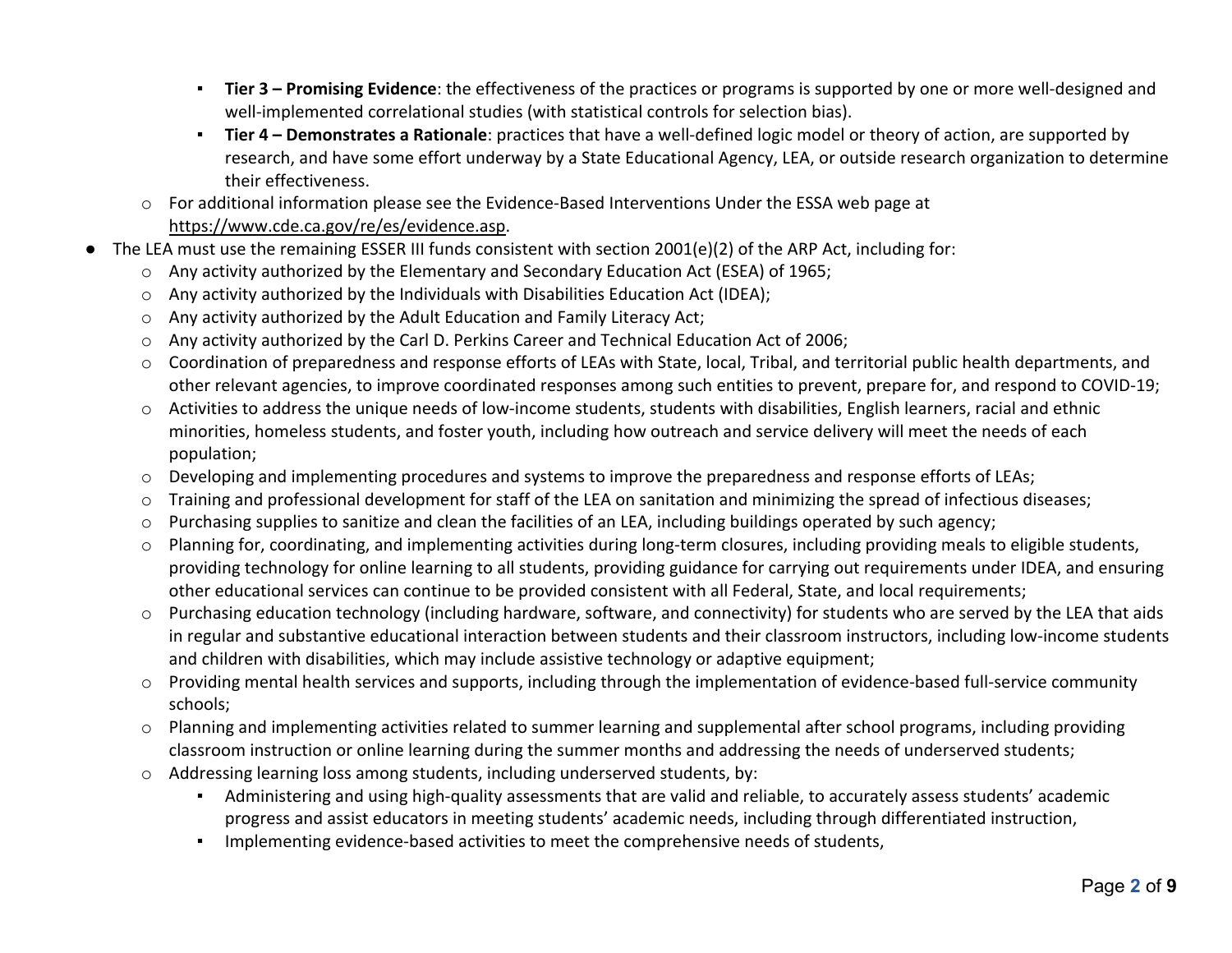- **Tier 3 – Promising Evidence**: the effectiveness of the practices or programs is supported by one or more well-designed and well-implemented correlational studies (with statistical controls for selection bias).
            - **Tier 4 – Demonstrates a Rationale**: practices that have a well-defined logic model or theory of action, are supported by research, and have some effort underway by a State Educational Agency, LEA, or outside research organization to determine their effectiveness.
    - For additional information please see the Evidence-Based Interventions Under the ESSA web page at https://www.cde.ca.gov/re/es/evidence.asp.
- The LEA must use the remaining ESSER III funds consistent with section 2001(e)(2) of the ARP Act, including for:
    - Any activity authorized by the Elementary and Secondary Education Act (ESEA) of 1965;
    - Any activity authorized by the Individuals with Disabilities Education Act (IDEA);
    - Any activity authorized by the Adult Education and Family Literacy Act;
    - Any activity authorized by the Carl D. Perkins Career and Technical Education Act of 2006;
    - Coordination of preparedness and response efforts of LEAs with State, local, Tribal, and territorial public health departments, and other relevant agencies, to improve coordinated responses among such entities to prevent, prepare for, and respond to COVID-19;
    - Activities to address the unique needs of low-income students, students with disabilities, English learners, racial and ethnic minorities, homeless students, and foster youth, including how outreach and service delivery will meet the needs of each population;
    - Developing and implementing procedures and systems to improve the preparedness and response efforts of LEAs;
    - Training and professional development for staff of the LEA on sanitation and minimizing the spread of infectious diseases;
    - Purchasing supplies to sanitize and clean the facilities of an LEA, including buildings operated by such agency;
    - Planning for, coordinating, and implementing activities during long-term closures, including providing meals to eligible students, providing technology for online learning to all students, providing guidance for carrying out requirements under IDEA, and ensuring other educational services can continue to be provided consistent with all Federal, State, and local requirements;
    - Purchasing education technology (including hardware, software, and connectivity) for students who are served by the LEA that aids in regular and substantive educational interaction between students and their classroom instructors, including low-income students and children with disabilities, which may include assistive technology or adaptive equipment;
    - Providing mental health services and supports, including through the implementation of evidence-based full-service community schools;
    - Planning and implementing activities related to summer learning and supplemental after school programs, including providing classroom instruction or online learning during the summer months and addressing the needs of underserved students;
    - Addressing learning loss among students, including underserved students, by:
        - Administering and using high-quality assessments that are valid and reliable, to accurately assess students' academic progress and assist educators in meeting students' academic needs, including through differentiated instruction,
        - Implementing evidence-based activities to meet the comprehensive needs of students,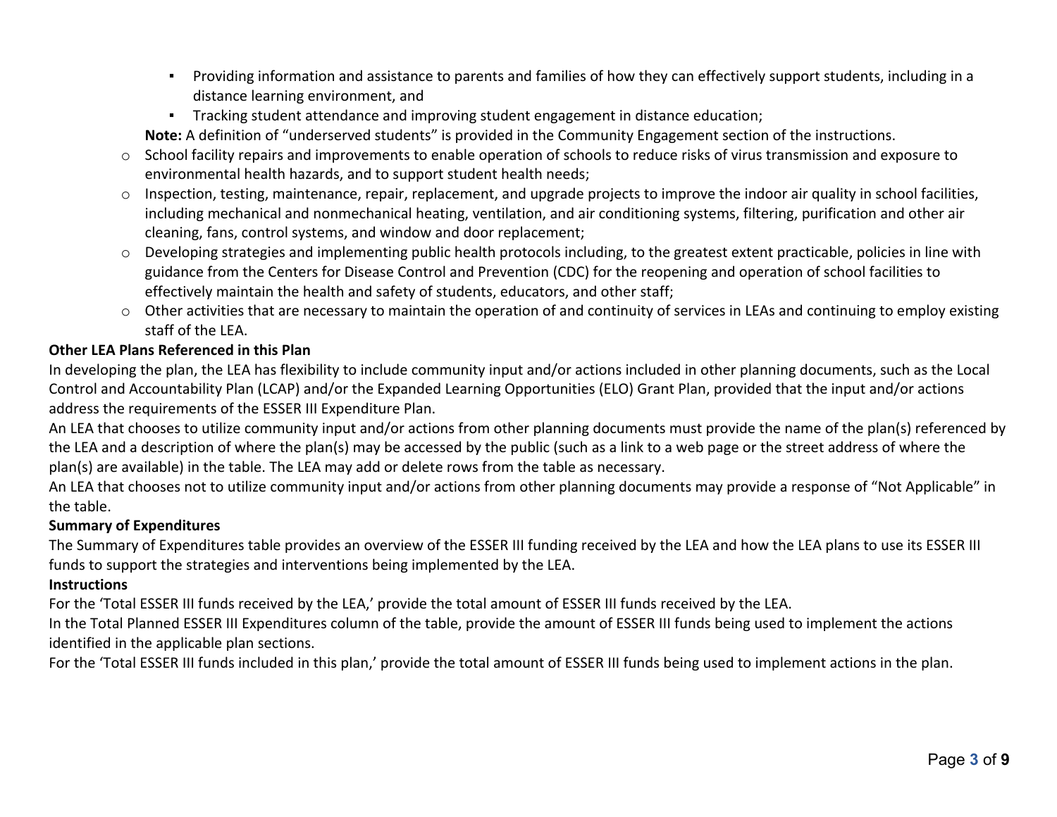- Providing information and assistance to parents and families of how they can effectively support students, including in a distance learning environment, and
    - Tracking student attendance and improving student engagement in distance education;

  **Note:** A definition of "underserved students" is provided in the Community Engagement section of the instructions.

- School facility repairs and improvements to enable operation of schools to reduce risks of virus transmission and exposure to environmental health hazards, and to support student health needs;
- Inspection, testing, maintenance, repair, replacement, and upgrade projects to improve the indoor air quality in school facilities, including mechanical and nonmechanical heating, ventilation, and air conditioning systems, filtering, purification and other air cleaning, fans, control systems, and window and door replacement;
- Developing strategies and implementing public health protocols including, to the greatest extent practicable, policies in line with guidance from the Centers for Disease Control and Prevention (CDC) for the reopening and operation of school facilities to effectively maintain the health and safety of students, educators, and other staff;
- Other activities that are necessary to maintain the operation of and continuity of services in LEAs and continuing to employ existing staff of the LEA.

**Other LEA Plans Referenced in this Plan**

In developing the plan, the LEA has flexibility to include community input and/or actions included in other planning documents, such as the Local Control and Accountability Plan (LCAP) and/or the Expanded Learning Opportunities (ELO) Grant Plan, provided that the input and/or actions address the requirements of the ESSER III Expenditure Plan.

An LEA that chooses to utilize community input and/or actions from other planning documents must provide the name of the plan(s) referenced by the LEA and a description of where the plan(s) may be accessed by the public (such as a link to a web page or the street address of where the plan(s) are available) in the table. The LEA may add or delete rows from the table as necessary.

An LEA that chooses not to utilize community input and/or actions from other planning documents may provide a response of "Not Applicable" in the table.

**Summary of Expenditures**

The Summary of Expenditures table provides an overview of the ESSER III funding received by the LEA and how the LEA plans to use its ESSER III funds to support the strategies and interventions being implemented by the LEA.

**Instructions**

For the 'Total ESSER III funds received by the LEA,' provide the total amount of ESSER III funds received by the LEA.

In the Total Planned ESSER III Expenditures column of the table, provide the amount of ESSER III funds being used to implement the actions identified in the applicable plan sections.

For the 'Total ESSER III funds included in this plan,' provide the total amount of ESSER III funds being used to implement actions in the plan.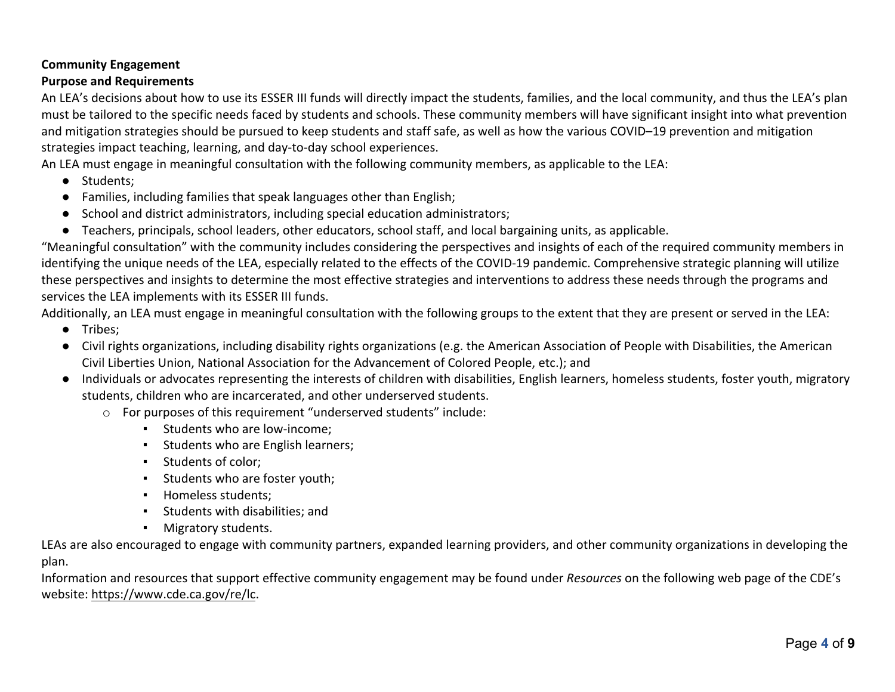**Community Engagement**

**Purpose and Requirements**

An LEA's decisions about how to use its ESSER III funds will directly impact the students, families, and the local community, and thus the LEA's plan must be tailored to the specific needs faced by students and schools. These community members will have significant insight into what prevention and mitigation strategies should be pursued to keep students and staff safe, as well as how the various COVID–19 prevention and mitigation strategies impact teaching, learning, and day-to-day school experiences.

An LEA must engage in meaningful consultation with the following community members, as applicable to the LEA:

- Students;
- Families, including families that speak languages other than English;
- School and district administrators, including special education administrators;
- Teachers, principals, school leaders, other educators, school staff, and local bargaining units, as applicable.

"Meaningful consultation" with the community includes considering the perspectives and insights of each of the required community members in identifying the unique needs of the LEA, especially related to the effects of the COVID-19 pandemic. Comprehensive strategic planning will utilize these perspectives and insights to determine the most effective strategies and interventions to address these needs through the programs and services the LEA implements with its ESSER III funds.

Additionally, an LEA must engage in meaningful consultation with the following groups to the extent that they are present or served in the LEA:

- Tribes;
- Civil rights organizations, including disability rights organizations (e.g. the American Association of People with Disabilities, the American Civil Liberties Union, National Association for the Advancement of Colored People, etc.); and
- Individuals or advocates representing the interests of children with disabilities, English learners, homeless students, foster youth, migratory students, children who are incarcerated, and other underserved students.
  - For purposes of this requirement "underserved students" include:
    - Students who are low-income;
    - Students who are English learners;
    - Students of color;
    - Students who are foster youth;
    - Homeless students;
    - Students with disabilities; and
    - Migratory students.

LEAs are also encouraged to engage with community partners, expanded learning providers, and other community organizations in developing the plan.

Information and resources that support effective community engagement may be found under *Resources* on the following web page of the CDE's website: https://www.cde.ca.gov/re/lc.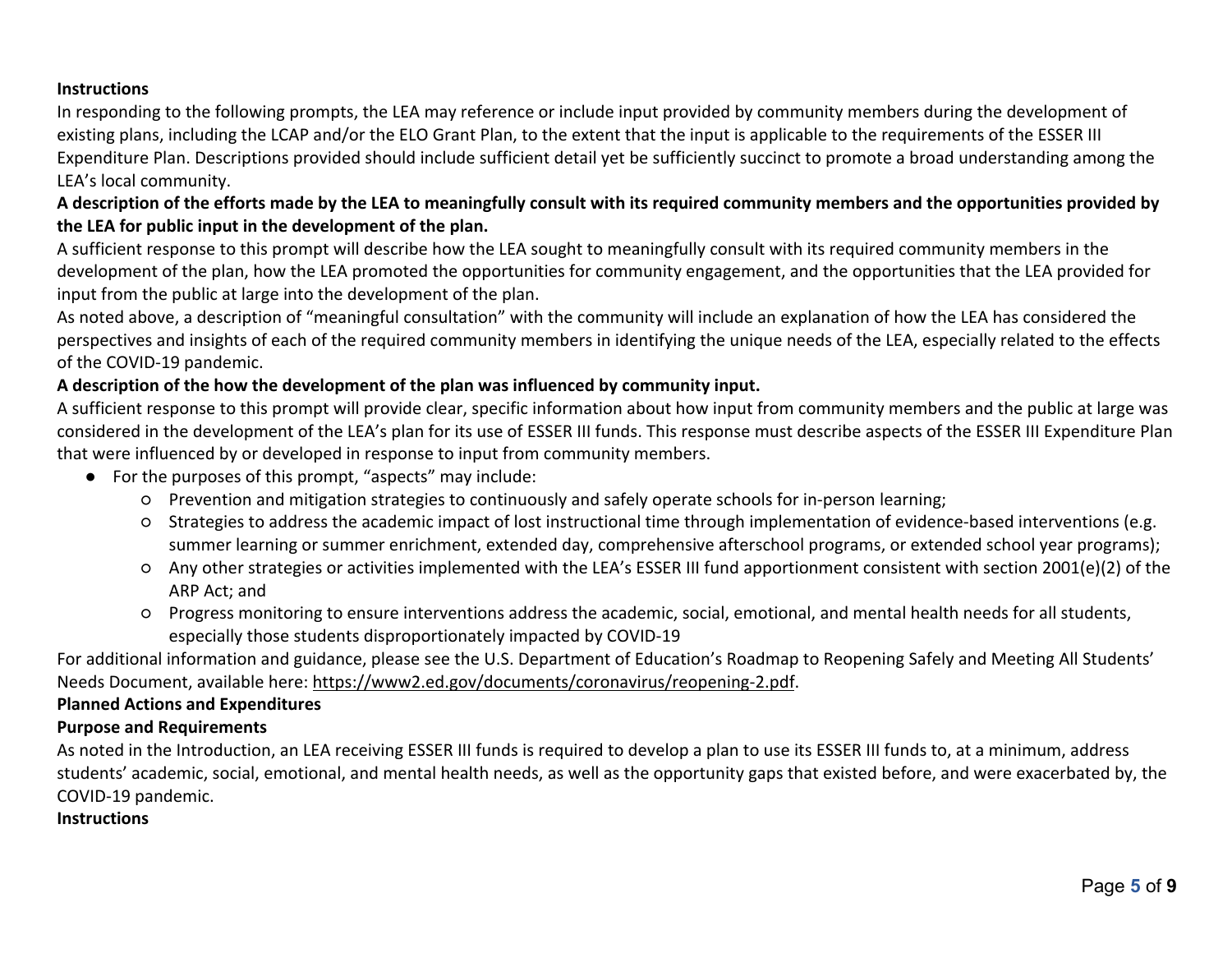**Instructions**

In responding to the following prompts, the LEA may reference or include input provided by community members during the development of existing plans, including the LCAP and/or the ELO Grant Plan, to the extent that the input is applicable to the requirements of the ESSER III Expenditure Plan. Descriptions provided should include sufficient detail yet be sufficiently succinct to promote a broad understanding among the LEA's local community.

**A description of the efforts made by the LEA to meaningfully consult with its required community members and the opportunities provided by the LEA for public input in the development of the plan.**

A sufficient response to this prompt will describe how the LEA sought to meaningfully consult with its required community members in the development of the plan, how the LEA promoted the opportunities for community engagement, and the opportunities that the LEA provided for input from the public at large into the development of the plan.

As noted above, a description of "meaningful consultation" with the community will include an explanation of how the LEA has considered the perspectives and insights of each of the required community members in identifying the unique needs of the LEA, especially related to the effects of the COVID-19 pandemic.

**A description of the how the development of the plan was influenced by community input.**

A sufficient response to this prompt will provide clear, specific information about how input from community members and the public at large was considered in the development of the LEA's plan for its use of ESSER III funds. This response must describe aspects of the ESSER III Expenditure Plan that were influenced by or developed in response to input from community members.

- For the purposes of this prompt, "aspects" may include:
  - Prevention and mitigation strategies to continuously and safely operate schools for in-person learning;
  - Strategies to address the academic impact of lost instructional time through implementation of evidence-based interventions (e.g. summer learning or summer enrichment, extended day, comprehensive afterschool programs, or extended school year programs);
  - Any other strategies or activities implemented with the LEA's ESSER III fund apportionment consistent with section 2001(e)(2) of the ARP Act; and
  - Progress monitoring to ensure interventions address the academic, social, emotional, and mental health needs for all students, especially those students disproportionately impacted by COVID-19

For additional information and guidance, please see the U.S. Department of Education's Roadmap to Reopening Safely and Meeting All Students' Needs Document, available here: https://www2.ed.gov/documents/coronavirus/reopening-2.pdf.

**Planned Actions and Expenditures**

**Purpose and Requirements**

As noted in the Introduction, an LEA receiving ESSER III funds is required to develop a plan to use its ESSER III funds to, at a minimum, address students' academic, social, emotional, and mental health needs, as well as the opportunity gaps that existed before, and were exacerbated by, the COVID-19 pandemic.

**Instructions**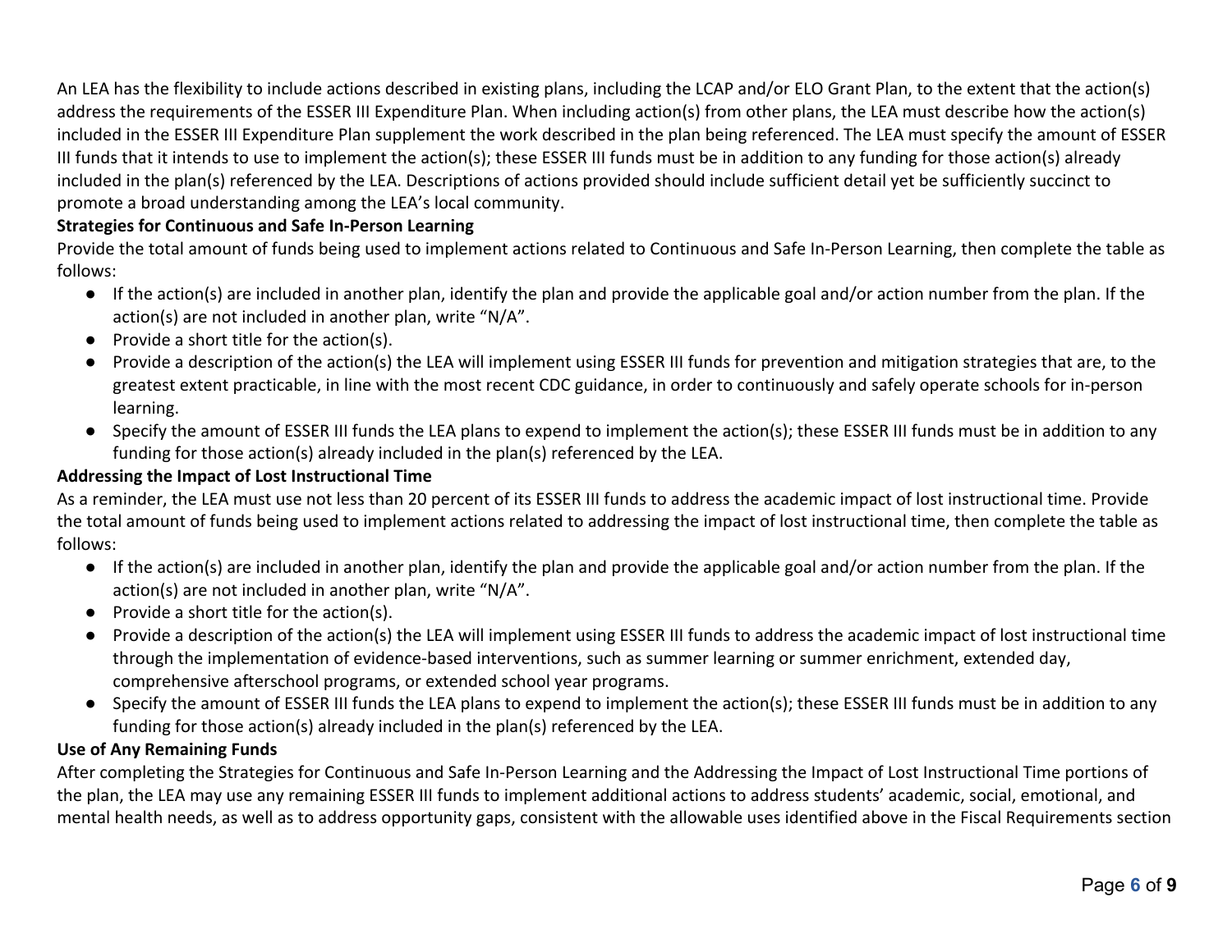An LEA has the flexibility to include actions described in existing plans, including the LCAP and/or ELO Grant Plan, to the extent that the action(s) address the requirements of the ESSER III Expenditure Plan. When including action(s) from other plans, the LEA must describe how the action(s) included in the ESSER III Expenditure Plan supplement the work described in the plan being referenced. The LEA must specify the amount of ESSER III funds that it intends to use to implement the action(s); these ESSER III funds must be in addition to any funding for those action(s) already included in the plan(s) referenced by the LEA. Descriptions of actions provided should include sufficient detail yet be sufficiently succinct to promote a broad understanding among the LEA's local community.

**Strategies for Continuous and Safe In-Person Learning**

Provide the total amount of funds being used to implement actions related to Continuous and Safe In-Person Learning, then complete the table as follows:

- If the action(s) are included in another plan, identify the plan and provide the applicable goal and/or action number from the plan. If the action(s) are not included in another plan, write "N/A".
- Provide a short title for the action(s).
- Provide a description of the action(s) the LEA will implement using ESSER III funds for prevention and mitigation strategies that are, to the greatest extent practicable, in line with the most recent CDC guidance, in order to continuously and safely operate schools for in-person learning.
- Specify the amount of ESSER III funds the LEA plans to expend to implement the action(s); these ESSER III funds must be in addition to any funding for those action(s) already included in the plan(s) referenced by the LEA.

**Addressing the Impact of Lost Instructional Time**

As a reminder, the LEA must use not less than 20 percent of its ESSER III funds to address the academic impact of lost instructional time. Provide the total amount of funds being used to implement actions related to addressing the impact of lost instructional time, then complete the table as follows:

- If the action(s) are included in another plan, identify the plan and provide the applicable goal and/or action number from the plan. If the action(s) are not included in another plan, write "N/A".
- Provide a short title for the action(s).
- Provide a description of the action(s) the LEA will implement using ESSER III funds to address the academic impact of lost instructional time through the implementation of evidence-based interventions, such as summer learning or summer enrichment, extended day, comprehensive afterschool programs, or extended school year programs.
- Specify the amount of ESSER III funds the LEA plans to expend to implement the action(s); these ESSER III funds must be in addition to any funding for those action(s) already included in the plan(s) referenced by the LEA.

**Use of Any Remaining Funds**

After completing the Strategies for Continuous and Safe In-Person Learning and the Addressing the Impact of Lost Instructional Time portions of the plan, the LEA may use any remaining ESSER III funds to implement additional actions to address students' academic, social, emotional, and mental health needs, as well as to address opportunity gaps, consistent with the allowable uses identified above in the Fiscal Requirements section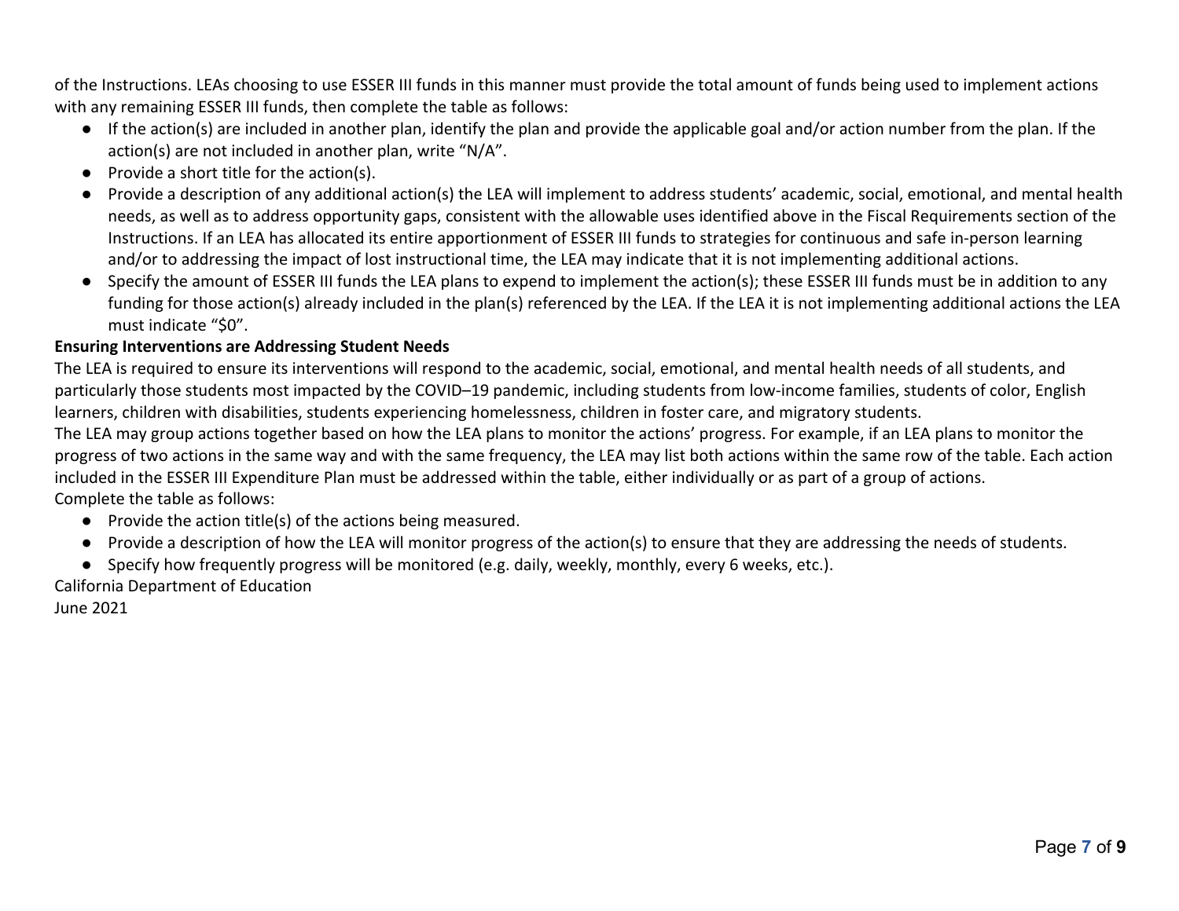of the Instructions. LEAs choosing to use ESSER III funds in this manner must provide the total amount of funds being used to implement actions with any remaining ESSER III funds, then complete the table as follows:

- If the action(s) are included in another plan, identify the plan and provide the applicable goal and/or action number from the plan. If the action(s) are not included in another plan, write “N/A”.
- Provide a short title for the action(s).
- Provide a description of any additional action(s) the LEA will implement to address students’ academic, social, emotional, and mental health needs, as well as to address opportunity gaps, consistent with the allowable uses identified above in the Fiscal Requirements section of the Instructions. If an LEA has allocated its entire apportionment of ESSER III funds to strategies for continuous and safe in-person learning and/or to addressing the impact of lost instructional time, the LEA may indicate that it is not implementing additional actions.
- Specify the amount of ESSER III funds the LEA plans to expend to implement the action(s); these ESSER III funds must be in addition to any funding for those action(s) already included in the plan(s) referenced by the LEA. If the LEA it is not implementing additional actions the LEA must indicate “$0”.

**Ensuring Interventions are Addressing Student Needs**

The LEA is required to ensure its interventions will respond to the academic, social, emotional, and mental health needs of all students, and particularly those students most impacted by the COVID–19 pandemic, including students from low-income families, students of color, English learners, children with disabilities, students experiencing homelessness, children in foster care, and migratory students.

The LEA may group actions together based on how the LEA plans to monitor the actions’ progress. For example, if an LEA plans to monitor the progress of two actions in the same way and with the same frequency, the LEA may list both actions within the same row of the table. Each action included in the ESSER III Expenditure Plan must be addressed within the table, either individually or as part of a group of actions.

Complete the table as follows:

- Provide the action title(s) of the actions being measured.
- Provide a description of how the LEA will monitor progress of the action(s) to ensure that they are addressing the needs of students.
- Specify how frequently progress will be monitored (e.g. daily, weekly, monthly, every 6 weeks, etc.).

California Department of Education
June 2021